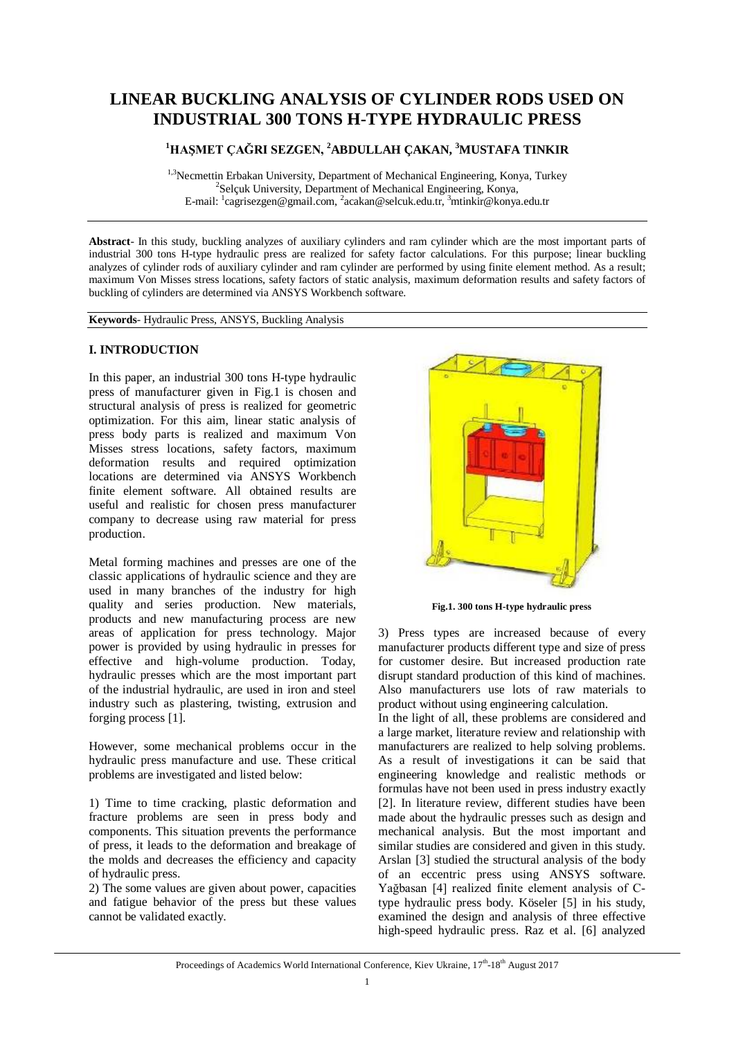# LINEAR BUCKLING ANALYSIS OF CYLINDER RODS USED ON INDUSTRIAL 300 TONS H-TYPE HYDRAULIC PRESS

**[1]HAŞMET ÇAĞRI SEZGEN, [2]ABDULLAH ÇAKAN, [3]MUSTAFA TINKIR**

[1,3]Necmettin Erbakan University, Department of Mechanical Engineering, Konya, Turkey
[2]Selçuk University, Department of Mechanical Engineering, Konya,
E-mail: [1]cagrisezgen@gmail.com, [2]acakan@selcuk.edu.tr, [3]mtinkir@konya.edu.tr

**Abstract**- In this study, buckling analyzes of auxiliary cylinders and ram cylinder which are the most important parts of industrial 300 tons H-type hydraulic press are realized for safety factor calculations. For this purpose; linear buckling analyzes of cylinder rods of auxiliary cylinder and ram cylinder are performed by using finite element method. As a result; maximum Von Misses stress locations, safety factors of static analysis, maximum deformation results and safety factors of buckling of cylinders are determined via ANSYS Workbench software.

**Keywords**- Hydraulic Press, ANSYS, Buckling Analysis

## I. INTRODUCTION

In this paper, an industrial 300 tons H-type hydraulic press of manufacturer given in Fig.1 is chosen and structural analysis of press is realized for geometric optimization. For this aim, linear static analysis of press body parts is realized and maximum Von Misses stress locations, safety factors, maximum deformation results and required optimization locations are determined via ANSYS Workbench finite element software. All obtained results are useful and realistic for chosen press manufacturer company to decrease using raw material for press production.

Metal forming machines and presses are one of the classic applications of hydraulic science and they are used in many branches of the industry for high quality and series production. New materials, products and new manufacturing process are new areas of application for press technology. Major power is provided by using hydraulic in presses for effective and high-volume production. Today, hydraulic presses which are the most important part of the industrial hydraulic, are used in iron and steel industry such as plastering, twisting, extrusion and forging process [1].

However, some mechanical problems occur in the hydraulic press manufacture and use. These critical problems are investigated and listed below:

1) Time to time cracking, plastic deformation and fracture problems are seen in press body and components. This situation prevents the performance of press, it leads to the deformation and breakage of the molds and decreases the efficiency and capacity of hydraulic press.
2) The some values are given about power, capacities and fatigue behavior of the press but these values cannot be validated exactly.

**Fig.1. 300 tons H-type hydraulic press**

3) Press types are increased because of every manufacturer products different type and size of press for customer desire. But increased production rate disrupt standard production of this kind of machines. Also manufacturers use lots of raw materials to product without using engineering calculation.

In the light of all, these problems are considered and a large market, literature review and relationship with manufacturers are realized to help solving problems. As a result of investigations it can be said that engineering knowledge and realistic methods or formulas have not been used in press industry exactly [2]. In literature review, different studies have been made about the hydraulic presses such as design and mechanical analysis. But the most important and similar studies are considered and given in this study. Arslan [3] studied the structural analysis of the body of an eccentric press using ANSYS software. Yağbasan [4] realized finite element analysis of C-type hydraulic press body. Köseler [5] in his study, examined the design and analysis of three effective high-speed hydraulic press. Raz et al. [6] analyzed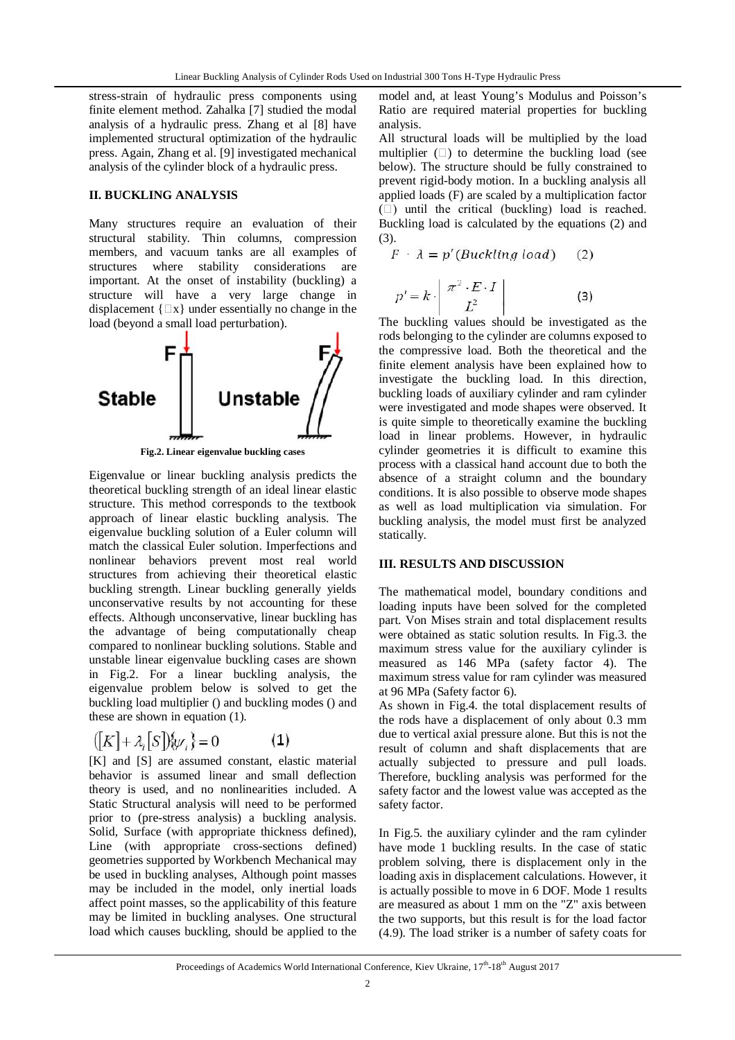stress-strain of hydraulic press components using finite element method. Zahalka [7] studied the modal analysis of a hydraulic press. Zhang et al [8] have implemented structural optimization of the hydraulic press. Again, Zhang et al. [9] investigated mechanical analysis of the cylinder block of a hydraulic press.

## II. BUCKLING ANALYSIS

Many structures require an evaluation of their structural stability. Thin columns, compression members, and vacuum tanks are all examples of structures where stability considerations are important. At the onset of instability (buckling) a structure will have a very large change in displacement {□x} under essentially no change in the load (beyond a small load perturbation).

**Fig.2. Linear eigenvalue buckling cases**

Eigenvalue or linear buckling analysis predicts the theoretical buckling strength of an ideal linear elastic structure. This method corresponds to the textbook approach of linear elastic buckling analysis. The eigenvalue buckling solution of a Euler column will match the classical Euler solution. Imperfections and nonlinear behaviors prevent most real world structures from achieving their theoretical elastic buckling strength. Linear buckling generally yields unconservative results by not accounting for these effects. Although unconservative, linear buckling has the advantage of being computationally cheap compared to nonlinear buckling solutions. Stable and unstable linear eigenvalue buckling cases are shown in Fig.2. For a linear buckling analysis, the eigenvalue problem below is solved to get the buckling load multiplier () and buckling modes () and these are shown in equation (1).

$$([K]+\lambda_i[S])\{\psi_i\}=0 \qquad (1)$$

[K] and [S] are assumed constant, elastic material behavior is assumed linear and small deflection theory is used, and no nonlinearities included. A Static Structural analysis will need to be performed prior to (pre-stress analysis) a buckling analysis. Solid, Surface (with appropriate thickness defined), Line (with appropriate cross-sections defined) geometries supported by Workbench Mechanical may be used in buckling analyses, Although point masses may be included in the model, only inertial loads affect point masses, so the applicability of this feature may be limited in buckling analyses. One structural load which causes buckling, should be applied to the model and, at least Young's Modulus and Poisson's Ratio are required material properties for buckling analysis.

All structural loads will be multiplied by the load multiplier (□) to determine the buckling load (see below). The structure should be fully constrained to prevent rigid-body motion. In a buckling analysis all applied loads (F) are scaled by a multiplication factor (□) until the critical (buckling) load is reached. Buckling load is calculated by the equations (2) and (3).

$$F \cdot \lambda = p'(Buckling\ load) \qquad (2)$$

$$p' = k \cdot \left| \frac{\pi^2 \cdot E \cdot I}{L^2} \right| \qquad (3)$$

The buckling values should be investigated as the rods belonging to the cylinder are columns exposed to the compressive load. Both the theoretical and the finite element analysis have been explained how to investigate the buckling load. In this direction, buckling loads of auxiliary cylinder and ram cylinder were investigated and mode shapes were observed. It is quite simple to theoretically examine the buckling load in linear problems. However, in hydraulic cylinder geometries it is difficult to examine this process with a classical hand account due to both the absence of a straight column and the boundary conditions. It is also possible to observe mode shapes as well as load multiplication via simulation. For buckling analysis, the model must first be analyzed statically.

## III. RESULTS AND DISCUSSION

The mathematical model, boundary conditions and loading inputs have been solved for the completed part. Von Mises strain and total displacement results were obtained as static solution results. In Fig.3. the maximum stress value for the auxiliary cylinder is measured as 146 MPa (safety factor 4). The maximum stress value for ram cylinder was measured at 96 MPa (Safety factor 6).

As shown in Fig.4. the total displacement results of the rods have a displacement of only about 0.3 mm due to vertical axial pressure alone. But this is not the result of column and shaft displacements that are actually subjected to pressure and pull loads. Therefore, buckling analysis was performed for the safety factor and the lowest value was accepted as the safety factor.

In Fig.5. the auxiliary cylinder and the ram cylinder have mode 1 buckling results. In the case of static problem solving, there is displacement only in the loading axis in displacement calculations. However, it is actually possible to move in 6 DOF. Mode 1 results are measured as about 1 mm on the "Z" axis between the two supports, but this result is for the load factor (4.9). The load striker is a number of safety coats for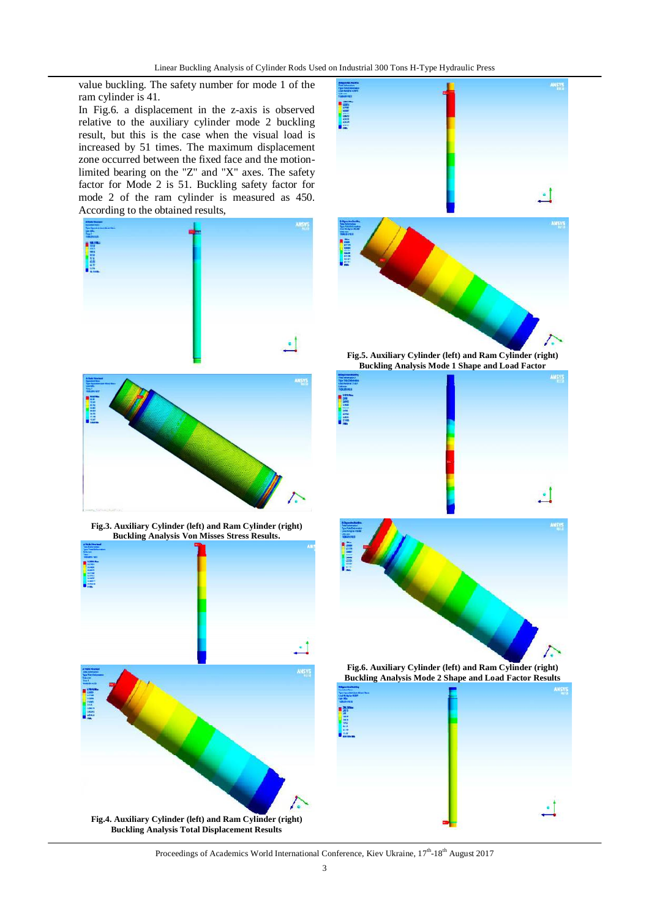value buckling. The safety number for mode 1 of the ram cylinder is 41.

In Fig.6. a displacement in the z-axis is observed relative to the auxiliary cylinder mode 2 buckling result, but this is the case when the visual load is increased by 51 times. The maximum displacement zone occurred between the fixed face and the motion-limited bearing on the "Z" and "X" axes. The safety factor for Mode 2 is 51. Buckling safety factor for mode 2 of the ram cylinder is measured as 450. According to the obtained results,

**Fig.3. Auxiliary Cylinder (left) and Ram Cylinder (right) Buckling Analysis Von Misses Stress Results.**

**Fig.4. Auxiliary Cylinder (left) and Ram Cylinder (right) Buckling Analysis Total Displacement Results**

**Fig.5. Auxiliary Cylinder (left) and Ram Cylinder (right) Buckling Analysis Mode 1 Shape and Load Factor**

**Fig.6. Auxiliary Cylinder (left) and Ram Cylinder (right) Buckling Analysis Mode 2 Shape and Load Factor Results**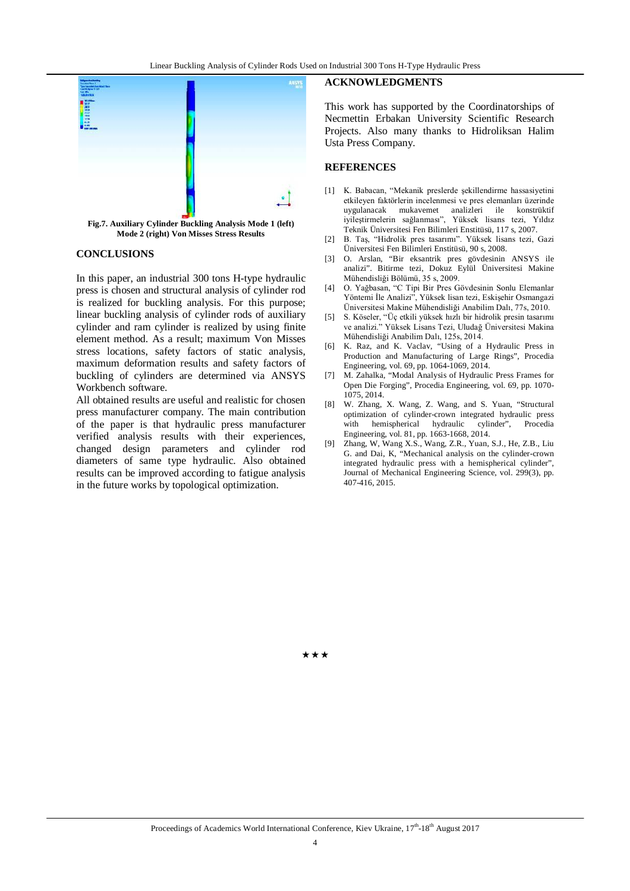Fig.7. Auxiliary Cylinder Buckling Analysis Mode 1 (left) Mode 2 (right) Von Misses Stress Results

## CONCLUSIONS

In this paper, an industrial 300 tons H-type hydraulic press is chosen and structural analysis of cylinder rod is realized for buckling analysis. For this purpose; linear buckling analysis of cylinder rods of auxiliary cylinder and ram cylinder is realized by using finite element method. As a result; maximum Von Misses stress locations, safety factors of static analysis, maximum deformation results and safety factors of buckling of cylinders are determined via ANSYS Workbench software.

All obtained results are useful and realistic for chosen press manufacturer company. The main contribution of the paper is that hydraulic press manufacturer verified analysis results with their experiences, changed design parameters and cylinder rod diameters of same type hydraulic. Also obtained results can be improved according to fatigue analysis in the future works by topological optimization.

## ACKNOWLEDGMENTS

This work has supported by the Coordinatorships of Necmettin Erbakan University Scientific Research Projects. Also many thanks to Hidroliksan Halim Usta Press Company.

## REFERENCES

[1] K. Babacan, "Mekanik preslerde şekillendirme hassasiyetini etkileyen faktörlerin incelenmesi ve pres elemanları üzerinde uygulanacak mukavemet analizleri ile konstrüktif iyileştirmelerin sağlanması", Yüksek lisans tezi, Yıldız Teknik Üniversitesi Fen Bilimleri Enstitüsü, 117 s, 2007.

[2] B. Taş, "Hidrolik pres tasarımı". Yüksek lisans tezi, Gazi Üniversitesi Fen Bilimleri Enstitüsü, 90 s, 2008.

[3] O. Arslan, "Bir eksantrik pres gövdesinin ANSYS ile analizi". Bitirme tezi, Dokuz Eylül Üniversitesi Makine Mühendisliği Bölümü, 35 s, 2009.

[4] O. Yağbasan, "C Tipi Bir Pres Gövdesinin Sonlu Elemanlar Yöntemi İle Analizi", Yüksek lisan tezi, Eskişehir Osmangazi Üniversitesi Makine Mühendisliği Anabilim Dalı, 77s, 2010.

[5] S. Köseler, "Üç etkili yüksek hızlı bir hidrolik presin tasarımı ve analizi." Yüksek Lisans Tezi, Uludağ Üniversitesi Makina Mühendisliği Anabilim Dalı, 125s, 2014.

[6] K. Raz, and K. Vaclav, "Using of a Hydraulic Press in Production and Manufacturing of Large Rings", Procedia Engineering, vol. 69, pp. 1064-1069, 2014.

[7] M. Zahalka, "Modal Analysis of Hydraulic Press Frames for Open Die Forging", Procedia Engineering, vol. 69, pp. 1070-1075, 2014.

[8] W. Zhang, X. Wang, Z. Wang, and S. Yuan, "Structural optimization of cylinder-crown integrated hydraulic press with hemispherical hydraulic cylinder", Procedia Engineering, vol. 81, pp. 1663-1668, 2014.

[9] Zhang, W, Wang X.S., Wang, Z.R., Yuan, S.J., He, Z.B., Liu G. and Dai, K, "Mechanical analysis on the cylinder-crown integrated hydraulic press with a hemispherical cylinder", Journal of Mechanical Engineering Science, vol. 299(3), pp. 407-416, 2015.

★★★